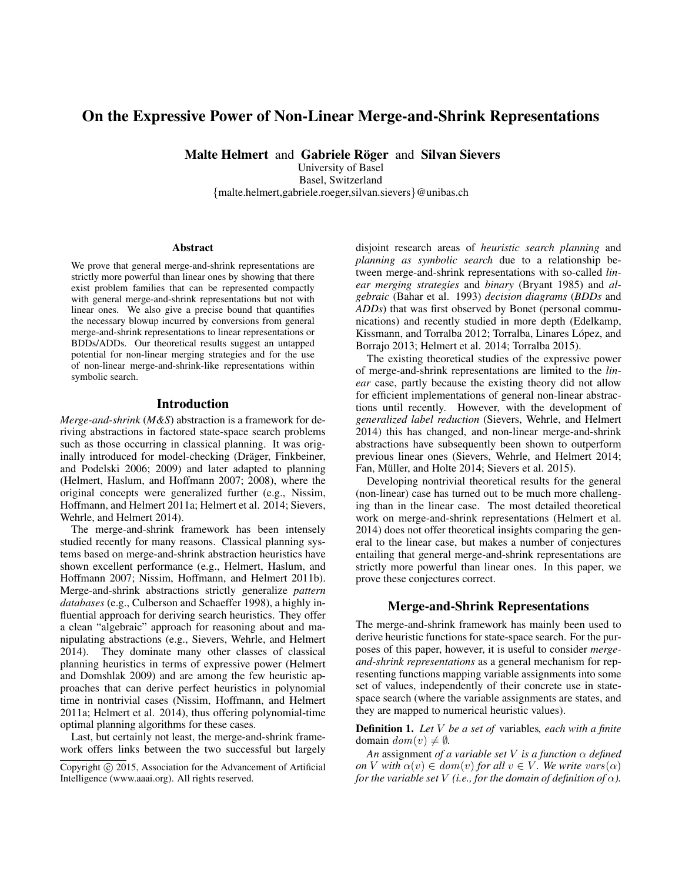# On the Expressive Power of Non-Linear Merge-and-Shrink Representations

**Malte Helmert** and **Gabriele Röger** and **Silvan Sievers**

University of Basel
Basel, Switzerland
{malte.helmert,gabriele.roeger,silvan.sievers}@unibas.ch

### Abstract

We prove that general merge-and-shrink representations are strictly more powerful than linear ones by showing that there exist problem families that can be represented compactly with general merge-and-shrink representations but not with linear ones. We also give a precise bound that quantifies the necessary blowup incurred by conversions from general merge-and-shrink representations to linear representations or BDDs/ADDs. Our theoretical results suggest an untapped potential for non-linear merging strategies and for the use of non-linear merge-and-shrink-like representations within symbolic search.

## Introduction

*Merge-and-shrink* (*M&S*) abstraction is a framework for deriving abstractions in factored state-space search problems such as those occurring in classical planning. It was originally introduced for model-checking (Dräger, Finkbeiner, and Podelski 2006; 2009) and later adapted to planning (Helmert, Haslum, and Hoffmann 2007; 2008), where the original concepts were generalized further (e.g., Nissim, Hoffmann, and Helmert 2011a; Helmert et al. 2014; Sievers, Wehrle, and Helmert 2014).

The merge-and-shrink framework has been intensely studied recently for many reasons. Classical planning systems based on merge-and-shrink abstraction heuristics have shown excellent performance (e.g., Helmert, Haslum, and Hoffmann 2007; Nissim, Hoffmann, and Helmert 2011b). Merge-and-shrink abstractions strictly generalize *pattern databases* (e.g., Culberson and Schaeffer 1998), a highly influential approach for deriving search heuristics. They offer a clean "algebraic" approach for reasoning about and manipulating abstractions (e.g., Sievers, Wehrle, and Helmert 2014). They dominate many other classes of classical planning heuristics in terms of expressive power (Helmert and Domshlak 2009) and are among the few heuristic approaches that can derive perfect heuristics in polynomial time in nontrivial cases (Nissim, Hoffmann, and Helmert 2011a; Helmert et al. 2014), thus offering polynomial-time optimal planning algorithms for these cases.

Last, but certainly not least, the merge-and-shrink framework offers links between the two successful but largely disjoint research areas of *heuristic search planning* and *planning as symbolic search* due to a relationship between merge-and-shrink representations with so-called *linear merging strategies* and *binary* (Bryant 1985) and *algebraic* (Bahar et al. 1993) *decision diagrams* (*BDDs* and *ADDs*) that was first observed by Bonet (personal communications) and recently studied in more depth (Edelkamp, Kissmann, and Torralba 2012; Torralba, Linares López, and Borrajo 2013; Helmert et al. 2014; Torralba 2015).

The existing theoretical studies of the expressive power of merge-and-shrink representations are limited to the *linear* case, partly because the existing theory did not allow for efficient implementations of general non-linear abstractions until recently. However, with the development of *generalized label reduction* (Sievers, Wehrle, and Helmert 2014) this has changed, and non-linear merge-and-shrink abstractions have subsequently been shown to outperform previous linear ones (Sievers, Wehrle, and Helmert 2014; Fan, Müller, and Holte 2014; Sievers et al. 2015).

Developing nontrivial theoretical results for the general (non-linear) case has turned out to be much more challenging than in the linear case. The most detailed theoretical work on merge-and-shrink representations (Helmert et al. 2014) does not offer theoretical insights comparing the general to the linear case, but makes a number of conjectures entailing that general merge-and-shrink representations are strictly more powerful than linear ones. In this paper, we prove these conjectures correct.

## Merge-and-Shrink Representations

The merge-and-shrink framework has mainly been used to derive heuristic functions for state-space search. For the purposes of this paper, however, it is useful to consider *merge-and-shrink representations* as a general mechanism for representing functions mapping variable assignments into some set of values, independently of their concrete use in state-space search (where the variable assignments are states, and they are mapped to numerical heuristic values).

**Definition 1.** *Let $V$ be a set of* variables*, each with a finite* domain $dom(v) \neq \emptyset$.

*An* assignment *of a variable set $V$ is a function $\alpha$ defined on $V$ with $\alpha(v) \in dom(v)$ for all $v \in V$. We write $vars(\alpha)$ for the variable set $V$ (i.e., for the domain of definition of $\alpha$).*

Copyright © 2015, Association for the Advancement of Artificial Intelligence (www.aaai.org). All rights reserved.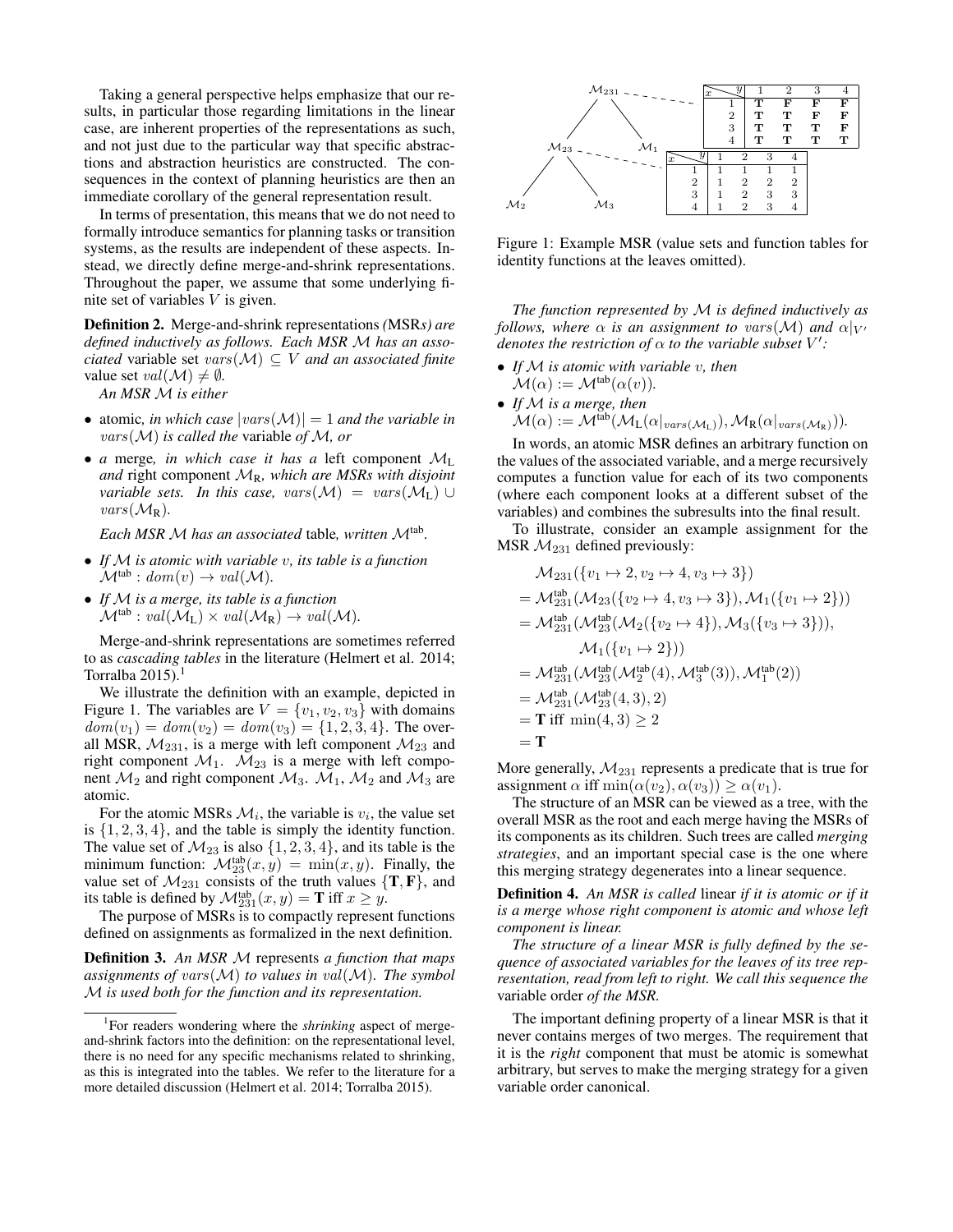Taking a general perspective helps emphasize that our results, in particular those regarding limitations in the linear case, are inherent properties of the representations as such, and not just due to the particular way that specific abstractions and abstraction heuristics are constructed. The consequences in the context of planning heuristics are then an immediate corollary of the general representation result.

In terms of presentation, this means that we do not need to formally introduce semantics for planning tasks or transition systems, as the results are independent of these aspects. Instead, we directly define merge-and-shrink representations. Throughout the paper, we assume that some underlying finite set of variables $V$ is given.

**Definition 2.** Merge-and-shrink representations *(*MSR*s) are defined inductively as follows. Each MSR $\mathcal{M}$ has an associated* variable set $vars(\mathcal{M}) \subseteq V$ *and an associated finite* value set $val(\mathcal{M}) \neq \emptyset$.

*An MSR $\mathcal{M}$ is either*

- atomic*, in which case $|vars(\mathcal{M})| = 1$ and the variable in $vars(\mathcal{M})$ is called the* variable *of $\mathcal{M}$, or*
- *a* merge*, in which case it has a* left component $\mathcal{M}_L$ *and* right component $\mathcal{M}_R$*, which are MSRs with disjoint variable sets. In this case, $vars(\mathcal{M}) = vars(\mathcal{M}_L) \cup vars(\mathcal{M}_R)$.*

*Each MSR $\mathcal{M}$ has an associated* table*, written $\mathcal{M}^{tab}$.*

- *If $\mathcal{M}$ is atomic with variable $v$, its table is a function $\mathcal{M}^{tab} : dom(v) \to val(\mathcal{M})$.*
- *If $\mathcal{M}$ is a merge, its table is a function $\mathcal{M}^{tab} : val(\mathcal{M}_L) \times val(\mathcal{M}_R) \to val(\mathcal{M})$.*

Merge-and-shrink representations are sometimes referred to as *cascading tables* in the literature (Helmert et al. 2014; Torralba 2015).[1]

We illustrate the definition with an example, depicted in Figure 1. The variables are $V = \{v_1, v_2, v_3\}$ with domains $dom(v_1) = dom(v_2) = dom(v_3) = \{1, 2, 3, 4\}$. The overall MSR, $\mathcal{M}_{231}$, is a merge with left component $\mathcal{M}_{23}$ and right component $\mathcal{M}_1$. $\mathcal{M}_{23}$ is a merge with left component $\mathcal{M}_2$ and right component $\mathcal{M}_3$. $\mathcal{M}_1$, $\mathcal{M}_2$ and $\mathcal{M}_3$ are atomic.

For the atomic MSRs $\mathcal{M}_i$, the variable is $v_i$, the value set is $\{1, 2, 3, 4\}$, and the table is simply the identity function. The value set of $\mathcal{M}_{23}$ is also $\{1, 2, 3, 4\}$, and its table is the minimum function: $\mathcal{M}_{23}^{tab}(x, y) = \min(x, y)$. Finally, the value set of $\mathcal{M}_{231}$ consists of the truth values $\{\mathbf{T}, \mathbf{F}\}$, and its table is defined by $\mathcal{M}_{231}^{tab}(x, y) = \mathbf{T}$ iff $x \geq y$.

The purpose of MSRs is to compactly represent functions defined on assignments as formalized in the next definition.

**Definition 3.** *An MSR $\mathcal{M}$* represents *a function that maps assignments of $vars(\mathcal{M})$ to values in $val(\mathcal{M})$. The symbol $\mathcal{M}$ is used both for the function and its representation.*

[1] For readers wondering where the *shrinking* aspect of merge-and-shrink factors into the definition: on the representational level, there is no need for any specific mechanisms related to shrinking, as this is integrated into the tables. We refer to the literature for a more detailed discussion (Helmert et al. 2014; Torralba 2015).

$\mathcal{M}_{231}$ table:

| $x$ \ $y$ | 1 | 2 | 3 | 4 |
|---|---|---|---|---|
| 1 | **T** | **F** | **F** | **F** |
| 2 | **T** | **T** | **F** | **F** |
| 3 | **T** | **T** | **T** | **F** |
| 4 | **T** | **T** | **T** | **T** |

$\mathcal{M}_{23}$ table:

| $x$ \ $y$ | 1 | 2 | 3 | 4 |
|---|---|---|---|---|
| 1 | 1 | 1 | 1 | 1 |
| 2 | 1 | 2 | 2 | 2 |
| 3 | 1 | 2 | 3 | 3 |
| 4 | 1 | 2 | 3 | 4 |

Figure 1: Example MSR (value sets and function tables for identity functions at the leaves omitted).

*The function represented by $\mathcal{M}$ is defined inductively as follows, where $\alpha$ is an assignment to $vars(\mathcal{M})$ and $\alpha|_{V'}$ denotes the restriction of $\alpha$ to the variable subset $V'$:*

- *If $\mathcal{M}$ is atomic with variable $v$, then* $\mathcal{M}(\alpha) := \mathcal{M}^{tab}(\alpha(v))$.
- *If $\mathcal{M}$ is a merge, then* $\mathcal{M}(\alpha) := \mathcal{M}^{tab}(\mathcal{M}_L(\alpha|_{vars(\mathcal{M}_L)}), \mathcal{M}_R(\alpha|_{vars(\mathcal{M}_R)}))$.

In words, an atomic MSR defines an arbitrary function on the values of the associated variable, and a merge recursively computes a function value for each of its two components (where each component looks at a different subset of the variables) and combines the subresults into the final result.

To illustrate, consider an example assignment for the MSR $\mathcal{M}_{231}$ defined previously:

$$
\begin{aligned}
& \mathcal{M}_{231}(\{v_1 \mapsto 2, v_2 \mapsto 4, v_3 \mapsto 3\}) \\
={}& \mathcal{M}_{231}^{tab}(\mathcal{M}_{23}(\{v_2 \mapsto 4, v_3 \mapsto 3\}), \mathcal{M}_1(\{v_1 \mapsto 2\})) \\
={}& \mathcal{M}_{231}^{tab}(\mathcal{M}_{23}^{tab}(\mathcal{M}_2(\{v_2 \mapsto 4\}), \mathcal{M}_3(\{v_3 \mapsto 3\})), \\
& \quad \mathcal{M}_1(\{v_1 \mapsto 2\})) \\
={}& \mathcal{M}_{231}^{tab}(\mathcal{M}_{23}^{tab}(\mathcal{M}_2^{tab}(4), \mathcal{M}_3^{tab}(3)), \mathcal{M}_1^{tab}(2)) \\
={}& \mathcal{M}_{231}^{tab}(\mathcal{M}_{23}^{tab}(4, 3), 2) \\
={}& \mathbf{T} \text{ iff } \min(4, 3) \geq 2 \\
={}& \mathbf{T}
\end{aligned}
$$

More generally, $\mathcal{M}_{231}$ represents a predicate that is true for assignment $\alpha$ iff $\min(\alpha(v_2), \alpha(v_3)) \geq \alpha(v_1)$.

The structure of an MSR can be viewed as a tree, with the overall MSR as the root and each merge having the MSRs of its components as its children. Such trees are called *merging strategies*, and an important special case is the one where this merging strategy degenerates into a linear sequence.

**Definition 4.** *An MSR is called* linear *if it is atomic or if it is a merge whose right component is atomic and whose left component is linear.*

*The structure of a linear MSR is fully defined by the sequence of associated variables for the leaves of its tree representation, read from left to right. We call this sequence the* variable order *of the MSR.*

The important defining property of a linear MSR is that it never contains merges of two merges. The requirement that it is the *right* component that must be atomic is somewhat arbitrary, but serves to make the merging strategy for a given variable order canonical.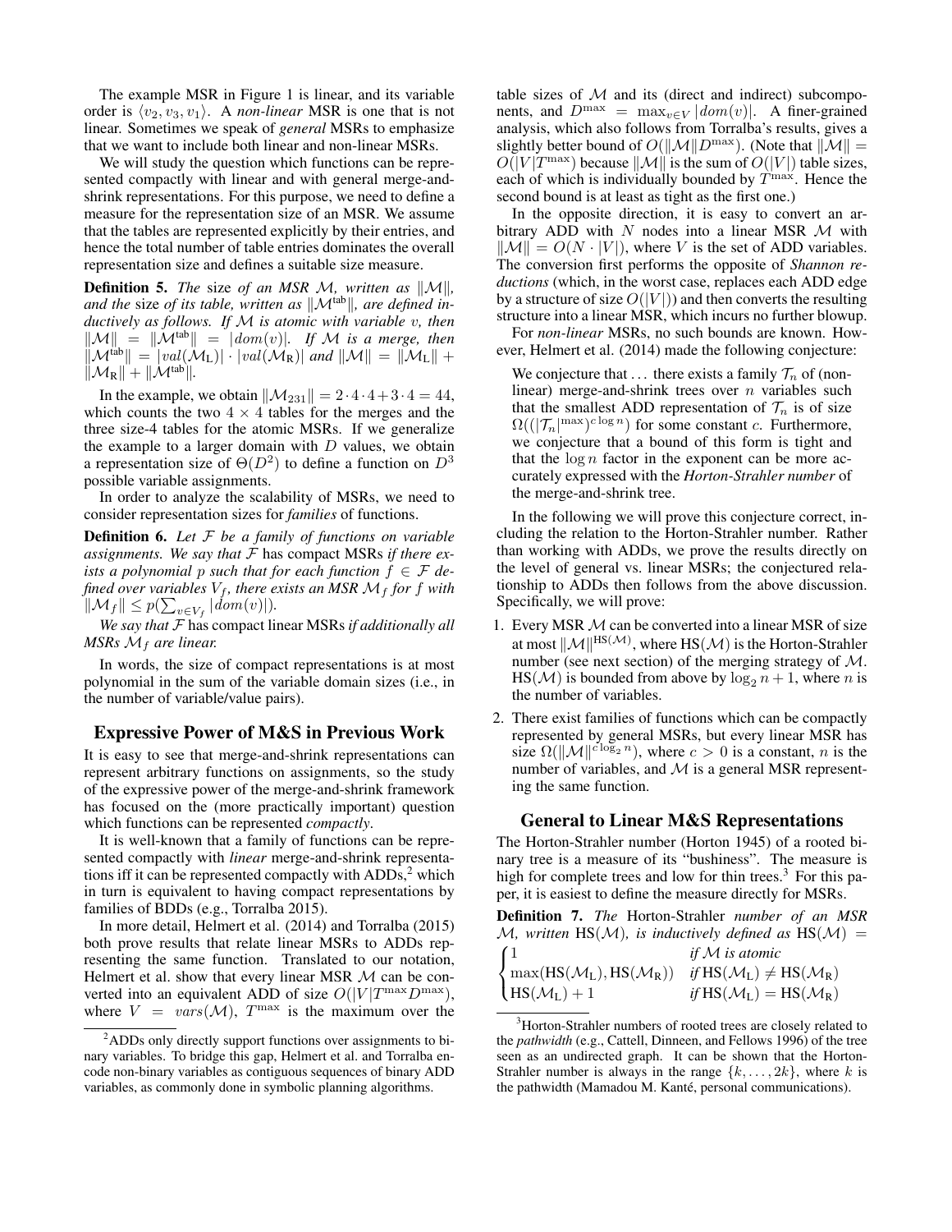The example MSR in Figure 1 is linear, and its variable order is $\langle v_2, v_3, v_1\rangle$. A *non-linear* MSR is one that is not linear. Sometimes we speak of *general* MSRs to emphasize that we want to include both linear and non-linear MSRs.

We will study the question which functions can be represented compactly with linear and with general merge-and-shrink representations. For this purpose, we need to define a measure for the representation size of an MSR. We assume that the tables are represented explicitly by their entries, and hence the total number of table entries dominates the overall representation size and defines a suitable size measure.

**Definition 5.** *The* size *of an MSR $\mathcal{M}$, written as $\|\mathcal{M}\|$, and the* size *of its table, written as $\|\mathcal{M}^{\text{tab}}\|$, are defined inductively as follows. If $\mathcal{M}$ is atomic with variable $v$, then $\|\mathcal{M}\| = \|\mathcal{M}^{\text{tab}}\| = |dom(v)|$. If $\mathcal{M}$ is a merge, then $\|\mathcal{M}^{\text{tab}}\| = |val(\mathcal{M}_{\text{L}})| \cdot |val(\mathcal{M}_{\text{R}})|$ and $\|\mathcal{M}\| = \|\mathcal{M}_{\text{L}}\| + \|\mathcal{M}_{\text{R}}\| + \|\mathcal{M}^{\text{tab}}\|$.*

In the example, we obtain $\|\mathcal{M}_{231}\| = 2\cdot 4\cdot 4 + 3\cdot 4 = 44$, which counts the two $4\times 4$ tables for the merges and the three size-4 tables for the atomic MSRs. If we generalize the example to a larger domain with $D$ values, we obtain a representation size of $\Theta(D^2)$ to define a function on $D^3$ possible variable assignments.

In order to analyze the scalability of MSRs, we need to consider representation sizes for *families* of functions.

**Definition 6.** *Let $\mathcal{F}$ be a family of functions on variable assignments. We say that $\mathcal{F}$* has compact MSRs *if there exists a polynomial $p$ such that for each function $f \in \mathcal{F}$ defined over variables $V_f$, there exists an MSR $\mathcal{M}_f$ for $f$ with $\|\mathcal{M}_f\| \le p(\sum_{v\in V_f} |dom(v)|)$.*

*We say that $\mathcal{F}$* has compact linear MSRs *if additionally all MSRs $\mathcal{M}_f$ are linear.*

In words, the size of compact representations is at most polynomial in the sum of the variable domain sizes (i.e., in the number of variable/value pairs).

## Expressive Power of M&S in Previous Work

It is easy to see that merge-and-shrink representations can represent arbitrary functions on assignments, so the study of the expressive power of the merge-and-shrink framework has focused on the (more practically important) question which functions can be represented *compactly*.

It is well-known that a family of functions can be represented compactly with *linear* merge-and-shrink representations iff it can be represented compactly with ADDs,[2] which in turn is equivalent to having compact representations by families of BDDs (e.g., Torralba 2015).

In more detail, Helmert et al. (2014) and Torralba (2015) both prove results that relate linear MSRs to ADDs representing the same function. Translated to our notation, Helmert et al. show that every linear MSR $\mathcal{M}$ can be converted into an equivalent ADD of size $O(|V|T^{\max}D^{\max})$, where $V = vars(\mathcal{M})$, $T^{\max}$ is the maximum over the table sizes of $\mathcal{M}$ and its (direct and indirect) subcomponents, and $D^{\max} = \max_{v\in V}|dom(v)|$. A finer-grained analysis, which also follows from Torralba's results, gives a slightly better bound of $O(\|\mathcal{M}\|D^{\max})$. (Note that $\|\mathcal{M}\| = O(|V|T^{\max})$ because $\|\mathcal{M}\|$ is the sum of $O(|V|)$ table sizes, each of which is individually bounded by $T^{\max}$. Hence the second bound is at least as tight as the first one.)

In the opposite direction, it is easy to convert an arbitrary ADD with $N$ nodes into a linear MSR $\mathcal{M}$ with $\|\mathcal{M}\| = O(N\cdot|V|)$, where $V$ is the set of ADD variables. The conversion first performs the opposite of *Shannon reductions* (which, in the worst case, replaces each ADD edge by a structure of size $O(|V|)$) and then converts the resulting structure into a linear MSR, which incurs no further blowup.

For *non-linear* MSRs, no such bounds are known. However, Helmert et al. (2014) made the following conjecture:

> We conjecture that ... there exists a family $\mathcal{T}_n$ of (non-linear) merge-and-shrink trees over $n$ variables such that the smallest ADD representation of $\mathcal{T}_n$ is of size $\Omega((|\mathcal{T}_n|^{\max})^{c\log n})$ for some constant $c$. Furthermore, we conjecture that a bound of this form is tight and that the $\log n$ factor in the exponent can be more accurately expressed with the *Horton-Strahler number* of the merge-and-shrink tree.

In the following we will prove this conjecture correct, including the relation to the Horton-Strahler number. Rather than working with ADDs, we prove the results directly on the level of general vs. linear MSRs; the conjectured relationship to ADDs then follows from the above discussion. Specifically, we will prove:

1. Every MSR $\mathcal{M}$ can be converted into a linear MSR of size at most $\|\mathcal{M}\|^{\text{HS}(\mathcal{M})}$, where $\text{HS}(\mathcal{M})$ is the Horton-Strahler number (see next section) of the merging strategy of $\mathcal{M}$. $\text{HS}(\mathcal{M})$ is bounded from above by $\log_2 n + 1$, where $n$ is the number of variables.
2. There exist families of functions which can be compactly represented by general MSRs, but every linear MSR has size $\Omega(\|\mathcal{M}\|^{c\log_2 n})$, where $c > 0$ is a constant, $n$ is the number of variables, and $\mathcal{M}$ is a general MSR representing the same function.

## General to Linear M&S Representations

The Horton-Strahler number (Horton 1945) of a rooted binary tree is a measure of its "bushiness". The measure is high for complete trees and low for thin trees.[3] For this paper, it is easiest to define the measure directly for MSRs.

**Definition 7.** *The* Horton-Strahler *number of an MSR $\mathcal{M}$, written $\text{HS}(\mathcal{M})$, is inductively defined as*

$$\text{HS}(\mathcal{M}) = \begin{cases} 1 & \textit{if } \mathcal{M} \textit{ is atomic} \\ \max(\text{HS}(\mathcal{M}_{\text{L}}), \text{HS}(\mathcal{M}_{\text{R}})) & \textit{if } \text{HS}(\mathcal{M}_{\text{L}}) \ne \text{HS}(\mathcal{M}_{\text{R}}) \\ \text{HS}(\mathcal{M}_{\text{L}}) + 1 & \textit{if } \text{HS}(\mathcal{M}_{\text{L}}) = \text{HS}(\mathcal{M}_{\text{R}}) \end{cases}$$

[2] ADDs only directly support functions over assignments to binary variables. To bridge this gap, Helmert et al. and Torralba encode non-binary variables as contiguous sequences of binary ADD variables, as commonly done in symbolic planning algorithms.

[3] Horton-Strahler numbers of rooted trees are closely related to the *pathwidth* (e.g., Cattell, Dinneen, and Fellows 1996) of the tree seen as an undirected graph. It can be shown that the Horton-Strahler number is always in the range $\{k, \dots, 2k\}$, where $k$ is the pathwidth (Mamadou M. Kanté, personal communications).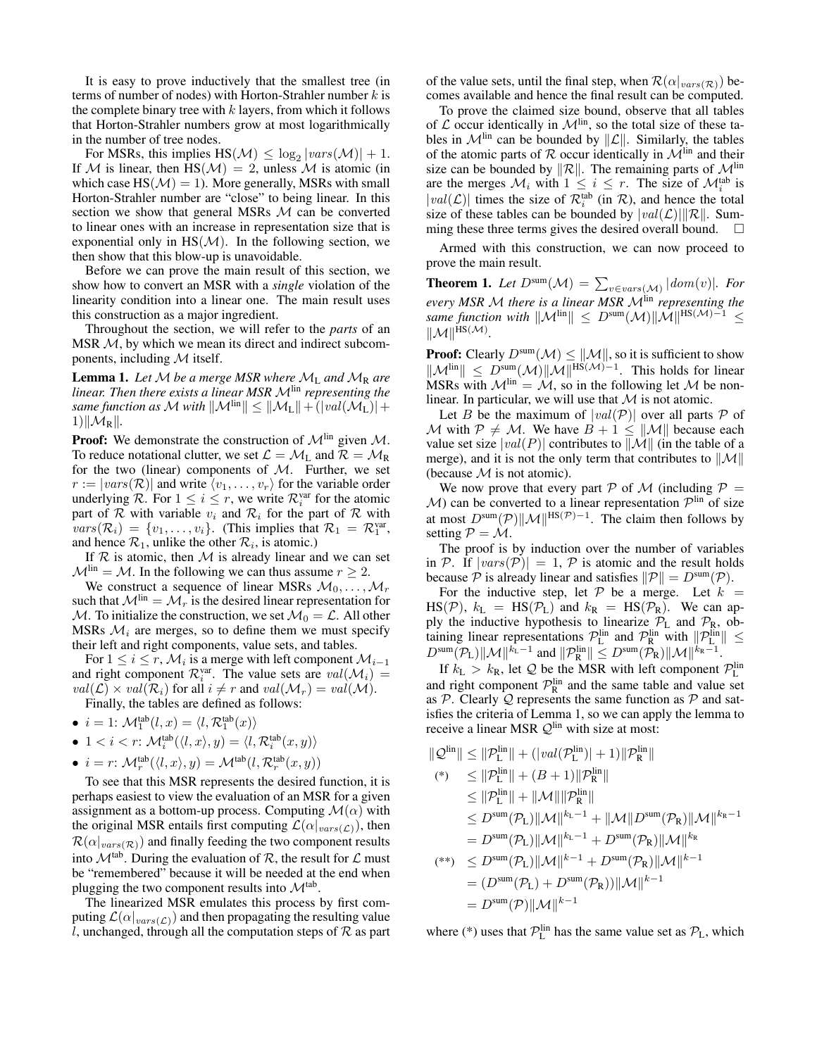It is easy to prove inductively that the smallest tree (in terms of number of nodes) with Horton-Strahler number $k$ is the complete binary tree with $k$ layers, from which it follows that Horton-Strahler numbers grow at most logarithmically in the number of tree nodes.

For MSRs, this implies $\mathrm{HS}(\mathcal{M}) \leq \log_2 |vars(\mathcal{M})| + 1$. If $\mathcal{M}$ is linear, then $\mathrm{HS}(\mathcal{M}) = 2$, unless $\mathcal{M}$ is atomic (in which case $\mathrm{HS}(\mathcal{M}) = 1$). More generally, MSRs with small Horton-Strahler number are "close" to being linear. In this section we show that general MSRs $\mathcal{M}$ can be converted to linear ones with an increase in representation size that is exponential only in $\mathrm{HS}(\mathcal{M})$. In the following section, we then show that this blow-up is unavoidable.

Before we can prove the main result of this section, we show how to convert an MSR with a *single* violation of the linearity condition into a linear one. The main result uses this construction as a major ingredient.

Throughout the section, we will refer to the *parts* of an MSR $\mathcal{M}$, by which we mean its direct and indirect subcomponents, including $\mathcal{M}$ itself.

**Lemma 1.** *Let $\mathcal{M}$ be a merge MSR where $\mathcal{M}_\mathrm{L}$ and $\mathcal{M}_\mathrm{R}$ are linear. Then there exists a linear MSR $\mathcal{M}^\mathrm{lin}$ representing the same function as $\mathcal{M}$ with $\|\mathcal{M}^\mathrm{lin}\| \leq \|\mathcal{M}_\mathrm{L}\| + (|val(\mathcal{M}_\mathrm{L})| + 1)\|\mathcal{M}_\mathrm{R}\|$.*

**Proof:** We demonstrate the construction of $\mathcal{M}^\mathrm{lin}$ given $\mathcal{M}$. To reduce notational clutter, we set $\mathcal{L} = \mathcal{M}_\mathrm{L}$ and $\mathcal{R} = \mathcal{M}_\mathrm{R}$ for the two (linear) components of $\mathcal{M}$. Further, we set $r := |vars(\mathcal{R})|$ and write $\langle v_1, \dots, v_r\rangle$ for the variable order underlying $\mathcal{R}$. For $1 \leq i \leq r$, we write $\mathcal{R}_i^\mathrm{var}$ for the atomic part of $\mathcal{R}$ with variable $v_i$ and $\mathcal{R}_i$ for the part of $\mathcal{R}$ with $vars(\mathcal{R}_i) = \{v_1, \dots, v_i\}$. (This implies that $\mathcal{R}_1 = \mathcal{R}_1^\mathrm{var}$, and hence $\mathcal{R}_1$, unlike the other $\mathcal{R}_i$, is atomic.)

If $\mathcal{R}$ is atomic, then $\mathcal{M}$ is already linear and we can set $\mathcal{M}^\mathrm{lin} = \mathcal{M}$. In the following we can thus assume $r \geq 2$.

We construct a sequence of linear MSRs $\mathcal{M}_0, \dots, \mathcal{M}_r$ such that $\mathcal{M}^\mathrm{lin} = \mathcal{M}_r$ is the desired linear representation for $\mathcal{M}$. To initialize the construction, we set $\mathcal{M}_0 = \mathcal{L}$. All other MSRs $\mathcal{M}_i$ are merges, so to define them we must specify their left and right components, value sets, and tables.

For $1 \leq i \leq r$, $\mathcal{M}_i$ is a merge with left component $\mathcal{M}_{i-1}$ and right component $\mathcal{R}_i^\mathrm{var}$. The value sets are $val(\mathcal{M}_i) = val(\mathcal{L}) \times val(\mathcal{R}_i)$ for all $i \neq r$ and $val(\mathcal{M}_r) = val(\mathcal{M})$.

Finally, the tables are defined as follows:

- $i = 1$: $\mathcal{M}_1^\mathrm{tab}(l, x) = \langle l, \mathcal{R}_1^\mathrm{tab}(x)\rangle$
- $1 < i < r$: $\mathcal{M}_i^\mathrm{tab}(\langle l, x\rangle, y) = \langle l, \mathcal{R}_i^\mathrm{tab}(x, y)\rangle$
- $i = r$: $\mathcal{M}_r^\mathrm{tab}(\langle l, x\rangle, y) = \mathcal{M}^\mathrm{tab}(l, \mathcal{R}_r^\mathrm{tab}(x, y))$

To see that this MSR represents the desired function, it is perhaps easiest to view the evaluation of an MSR for a given assignment as a bottom-up process. Computing $\mathcal{M}(\alpha)$ with the original MSR entails first computing $\mathcal{L}(\alpha|_{vars(\mathcal{L})})$, then $\mathcal{R}(\alpha|_{vars(\mathcal{R})})$ and finally feeding the two component results into $\mathcal{M}^\mathrm{tab}$. During the evaluation of $\mathcal{R}$, the result for $\mathcal{L}$ must be "remembered" because it will be needed at the end when plugging the two component results into $\mathcal{M}^\mathrm{tab}$.

The linearized MSR emulates this process by first computing $\mathcal{L}(\alpha|_{vars(\mathcal{L})})$ and then propagating the resulting value $l$, unchanged, through all the computation steps of $\mathcal{R}$ as part of the value sets, until the final step, when $\mathcal{R}(\alpha|_{vars(\mathcal{R})})$ becomes available and hence the final result can be computed.

To prove the claimed size bound, observe that all tables of $\mathcal{L}$ occur identically in $\mathcal{M}^\mathrm{lin}$, so the total size of these tables in $\mathcal{M}^\mathrm{lin}$ can be bounded by $\|\mathcal{L}\|$. Similarly, the tables of the atomic parts of $\mathcal{R}$ occur identically in $\mathcal{M}^\mathrm{lin}$ and their size can be bounded by $\|\mathcal{R}\|$. The remaining parts of $\mathcal{M}^\mathrm{lin}$ are the merges $\mathcal{M}_i$ with $1 \leq i \leq r$. The size of $\mathcal{M}_i^\mathrm{tab}$ is $|val(\mathcal{L})|$ times the size of $\mathcal{R}_i^\mathrm{tab}$ (in $\mathcal{R}$), and hence the total size of these tables can be bounded by $|val(\mathcal{L})|\|\mathcal{R}\|$. Summing these three terms gives the desired overall bound. $\square$

Armed with this construction, we can now proceed to prove the main result.

**Theorem 1.** *Let $D^\mathrm{sum}(\mathcal{M}) = \sum_{v \in vars(\mathcal{M})} |dom(v)|$. For every MSR $\mathcal{M}$ there is a linear MSR $\mathcal{M}^\mathrm{lin}$ representing the same function with $\|\mathcal{M}^\mathrm{lin}\| \leq D^\mathrm{sum}(\mathcal{M})\|\mathcal{M}\|^{\mathrm{HS}(\mathcal{M})-1} \leq \|\mathcal{M}\|^{\mathrm{HS}(\mathcal{M})}$.*

**Proof:** Clearly $D^\mathrm{sum}(\mathcal{M}) \leq \|\mathcal{M}\|$, so it is sufficient to show $\|\mathcal{M}^\mathrm{lin}\| \leq D^\mathrm{sum}(\mathcal{M})\|\mathcal{M}\|^{\mathrm{HS}(\mathcal{M})-1}$. This holds for linear MSRs with $\mathcal{M}^\mathrm{lin} = \mathcal{M}$, so in the following let $\mathcal{M}$ be non-linear. In particular, we will use that $\mathcal{M}$ is not atomic.

Let $B$ be the maximum of $|val(\mathcal{P})|$ over all parts $\mathcal{P}$ of $\mathcal{M}$ with $\mathcal{P} \neq \mathcal{M}$. We have $B + 1 \leq \|\mathcal{M}\|$ because each value set size $|val(P)|$ contributes to $\|\mathcal{M}\|$ (in the table of a merge), and it is not the only term that contributes to $\|\mathcal{M}\|$ (because $\mathcal{M}$ is not atomic).

We now prove that every part $\mathcal{P}$ of $\mathcal{M}$ (including $\mathcal{P} = \mathcal{M}$) can be converted to a linear representation $\mathcal{P}^\mathrm{lin}$ of size at most $D^\mathrm{sum}(\mathcal{P})\|\mathcal{M}\|^{\mathrm{HS}(\mathcal{P})-1}$. The claim then follows by setting $\mathcal{P} = \mathcal{M}$.

The proof is by induction over the number of variables in $\mathcal{P}$. If $|vars(\mathcal{P})| = 1$, $\mathcal{P}$ is atomic and the result holds because $\mathcal{P}$ is already linear and satisfies $\|\mathcal{P}\| = D^\mathrm{sum}(\mathcal{P})$.

For the inductive step, let $\mathcal{P}$ be a merge. Let $k = \mathrm{HS}(\mathcal{P})$, $k_\mathrm{L} = \mathrm{HS}(\mathcal{P}_\mathrm{L})$ and $k_\mathrm{R} = \mathrm{HS}(\mathcal{P}_\mathrm{R})$. We can apply the inductive hypothesis to linearize $\mathcal{P}_\mathrm{L}$ and $\mathcal{P}_\mathrm{R}$, obtaining linear representations $\mathcal{P}_\mathrm{L}^\mathrm{lin}$ and $\mathcal{P}_\mathrm{R}^\mathrm{lin}$ with $\|\mathcal{P}_\mathrm{L}^\mathrm{lin}\| \leq D^\mathrm{sum}(\mathcal{P}_\mathrm{L})\|\mathcal{M}\|^{k_\mathrm{L}-1}$ and $\|\mathcal{P}_\mathrm{R}^\mathrm{lin}\| \leq D^\mathrm{sum}(\mathcal{P}_\mathrm{R})\|\mathcal{M}\|^{k_\mathrm{R}-1}$.

If $k_\mathrm{L} > k_\mathrm{R}$, let $\mathcal{Q}$ be the MSR with left component $\mathcal{P}_\mathrm{L}^\mathrm{lin}$ and right component $\mathcal{P}_\mathrm{R}^\mathrm{lin}$ and the same table and value set as $\mathcal{P}$. Clearly $\mathcal{Q}$ represents the same function as $\mathcal{P}$ and satisfies the criteria of Lemma 1, so we can apply the lemma to receive a linear MSR $\mathcal{Q}^\mathrm{lin}$ with size at most:

$$
\begin{aligned}
\|\mathcal{Q}^\mathrm{lin}\| &\leq \|\mathcal{P}_\mathrm{L}^\mathrm{lin}\| + (|val(\mathcal{P}_\mathrm{L}^\mathrm{lin})| + 1)\|\mathcal{P}_\mathrm{R}^\mathrm{lin}\| \\
\text{(*)} \quad &\leq \|\mathcal{P}_\mathrm{L}^\mathrm{lin}\| + (B + 1)\|\mathcal{P}_\mathrm{R}^\mathrm{lin}\| \\
&\leq \|\mathcal{P}_\mathrm{L}^\mathrm{lin}\| + \|\mathcal{M}\|\|\mathcal{P}_\mathrm{R}^\mathrm{lin}\| \\
&\leq D^\mathrm{sum}(\mathcal{P}_\mathrm{L})\|\mathcal{M}\|^{k_\mathrm{L}-1} + \|\mathcal{M}\|D^\mathrm{sum}(\mathcal{P}_\mathrm{R})\|\mathcal{M}\|^{k_\mathrm{R}-1} \\
&= D^\mathrm{sum}(\mathcal{P}_\mathrm{L})\|\mathcal{M}\|^{k_\mathrm{L}-1} + D^\mathrm{sum}(\mathcal{P}_\mathrm{R})\|\mathcal{M}\|^{k_\mathrm{R}} \\
\text{(**)} \quad &\leq D^\mathrm{sum}(\mathcal{P}_\mathrm{L})\|\mathcal{M}\|^{k-1} + D^\mathrm{sum}(\mathcal{P}_\mathrm{R})\|\mathcal{M}\|^{k-1} \\
&= (D^\mathrm{sum}(\mathcal{P}_\mathrm{L}) + D^\mathrm{sum}(\mathcal{P}_\mathrm{R}))\|\mathcal{M}\|^{k-1} \\
&= D^\mathrm{sum}(\mathcal{P})\|\mathcal{M}\|^{k-1}
\end{aligned}
$$

where (*) uses that $\mathcal{P}_\mathrm{L}^\mathrm{lin}$ has the same value set as $\mathcal{P}_\mathrm{L}$, which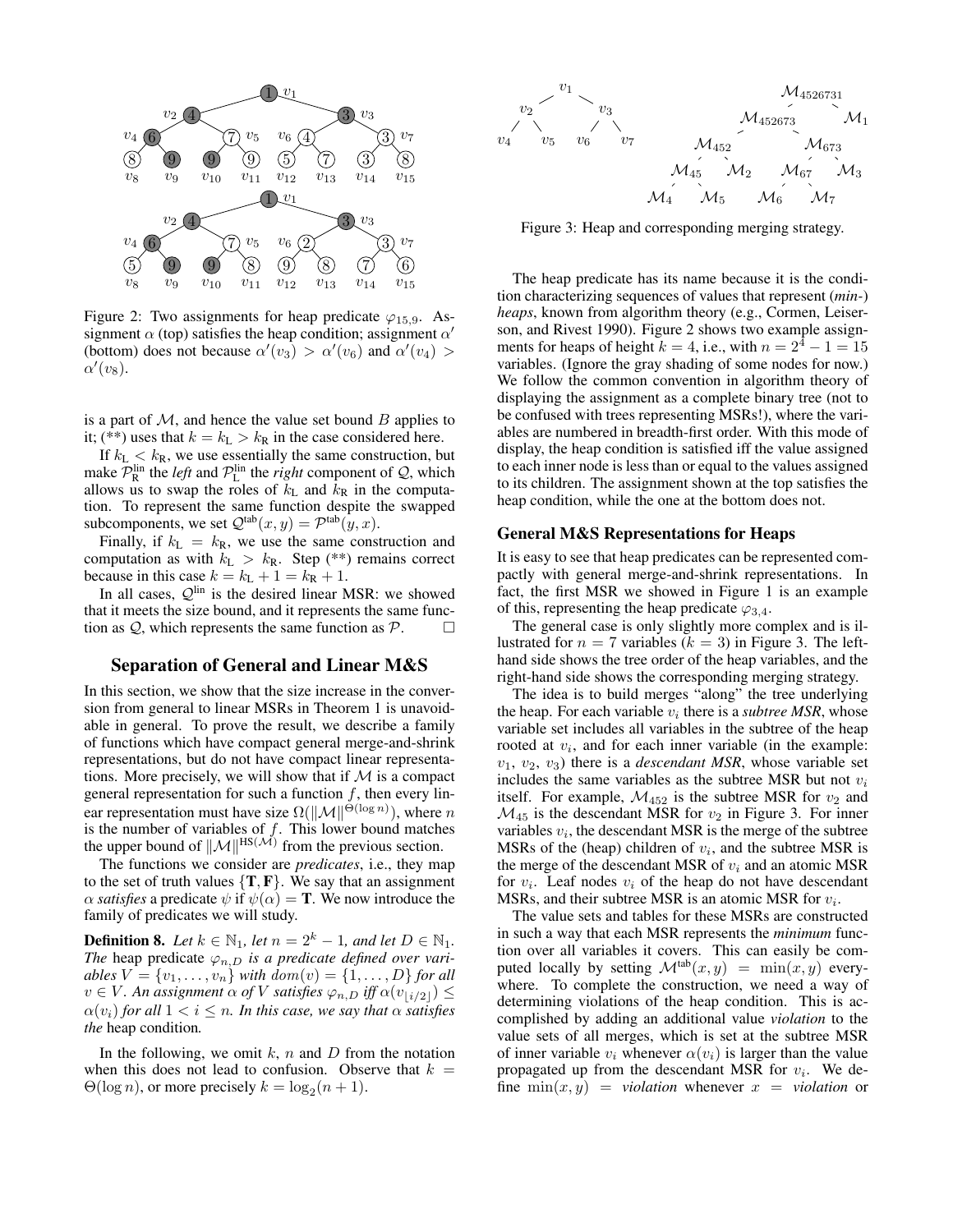Figure 2: Two assignments for heap predicate $\varphi_{15,9}$. Assignment $\alpha$ (top) satisfies the heap condition; assignment $\alpha'$ (bottom) does not because $\alpha'(v_3) > \alpha'(v_6)$ and $\alpha'(v_4) > \alpha'(v_8)$.

is a part of $\mathcal{M}$, and hence the value set bound $B$ applies to it; (**) uses that $k = k_L > k_R$ in the case considered here.

If $k_L < k_R$, we use essentially the same construction, but make $\mathcal{P}_R^{\text{lin}}$ the *left* and $\mathcal{P}_L^{\text{lin}}$ the *right* component of $\mathcal{Q}$, which allows us to swap the roles of $k_L$ and $k_R$ in the computation. To represent the same function despite the swapped subcomponents, we set $\mathcal{Q}^{\text{tab}}(x, y) = \mathcal{P}^{\text{tab}}(y, x)$.

Finally, if $k_L = k_R$, we use the same construction and computation as with $k_L > k_R$. Step (**) remains correct because in this case $k = k_L + 1 = k_R + 1$.

In all cases, $\mathcal{Q}^{\text{lin}}$ is the desired linear MSR: we showed that it meets the size bound, and it represents the same function as $\mathcal{Q}$, which represents the same function as $\mathcal{P}$. □

## Separation of General and Linear M&S

In this section, we show that the size increase in the conversion from general to linear MSRs in Theorem 1 is unavoidable in general. To prove the result, we describe a family of functions which have compact general merge-and-shrink representations, but do not have compact linear representations. More precisely, we will show that if $\mathcal{M}$ is a compact general representation for such a function $f$, then every linear representation must have size $\Omega(\|\mathcal{M}\|^{\Theta(\log n)})$, where $n$ is the number of variables of $f$. This lower bound matches the upper bound of $\|\mathcal{M}\|^{\text{HS}(\mathcal{M})}$ from the previous section.

The functions we consider are *predicates*, i.e., they map to the set of truth values $\{\mathbf{T}, \mathbf{F}\}$. We say that an assignment $\alpha$ *satisfies* a predicate $\psi$ if $\psi(\alpha) = \mathbf{T}$. We now introduce the family of predicates we will study.

**Definition 8.** *Let $k \in \mathbb{N}_1$, let $n = 2^k - 1$, and let $D \in \mathbb{N}_1$. The* heap predicate $\varphi_{n,D}$ *is a predicate defined over variables $V = \{v_1, \dots, v_n\}$ with $dom(v) = \{1, \dots, D\}$ for all $v \in V$. An assignment $\alpha$ of $V$ satisfies $\varphi_{n,D}$ iff $\alpha(v_{\lfloor i/2 \rfloor}) \leq \alpha(v_i)$ for all $1 < i \leq n$. In this case, we say that $\alpha$ satisfies the* heap condition*.*

In the following, we omit $k$, $n$ and $D$ from the notation when this does not lead to confusion. Observe that $k = \Theta(\log n)$, or more precisely $k = \log_2(n + 1)$.

Figure 3: Heap and corresponding merging strategy.

The heap predicate has its name because it is the condition characterizing sequences of values that represent (*min-*) *heaps*, known from algorithm theory (e.g., Cormen, Leiserson, and Rivest 1990). Figure 2 shows two example assignments for heaps of height $k = 4$, i.e., with $n = 2^4 - 1 = 15$ variables. (Ignore the gray shading of some nodes for now.) We follow the common convention in algorithm theory of displaying the assignment as a complete binary tree (not to be confused with trees representing MSRs!), where the variables are numbered in breadth-first order. With this mode of display, the heap condition is satisfied iff the value assigned to each inner node is less than or equal to the values assigned to its children. The assignment shown at the top satisfies the heap condition, while the one at the bottom does not.

### General M&S Representations for Heaps

It is easy to see that heap predicates can be represented compactly with general merge-and-shrink representations. In fact, the first MSR we showed in Figure 1 is an example of this, representing the heap predicate $\varphi_{3,4}$.

The general case is only slightly more complex and is illustrated for $n = 7$ variables ($k = 3$) in Figure 3. The left-hand side shows the tree order of the heap variables, and the right-hand side shows the corresponding merging strategy.

The idea is to build merges "along" the tree underlying the heap. For each variable $v_i$ there is a *subtree MSR*, whose variable set includes all variables in the subtree of the heap rooted at $v_i$, and for each inner variable (in the example: $v_1$, $v_2$, $v_3$) there is a *descendant MSR*, whose variable set includes the same variables as the subtree MSR but not $v_i$ itself. For example, $\mathcal{M}_{452}$ is the subtree MSR for $v_2$ and $\mathcal{M}_{45}$ is the descendant MSR for $v_2$ in Figure 3. For inner variables $v_i$, the descendant MSR is the merge of the subtree MSRs of the (heap) children of $v_i$, and the subtree MSR is the merge of the descendant MSR of $v_i$ and an atomic MSR for $v_i$. Leaf nodes $v_i$ of the heap do not have descendant MSRs, and their subtree MSR is an atomic MSR for $v_i$.

The value sets and tables for these MSRs are constructed in such a way that each MSR represents the *minimum* function over all variables it covers. This can easily be computed locally by setting $\mathcal{M}^{\text{tab}}(x, y) = \min(x, y)$ everywhere. To complete the construction, we need a way of determining violations of the heap condition. This is accomplished by adding an additional value *violation* to the value sets of all merges, which is set at the subtree MSR of inner variable $v_i$ whenever $\alpha(v_i)$ is larger than the value propagated up from the descendant MSR for $v_i$. We define $\min(x, y) =$ *violation* whenever $x =$ *violation* or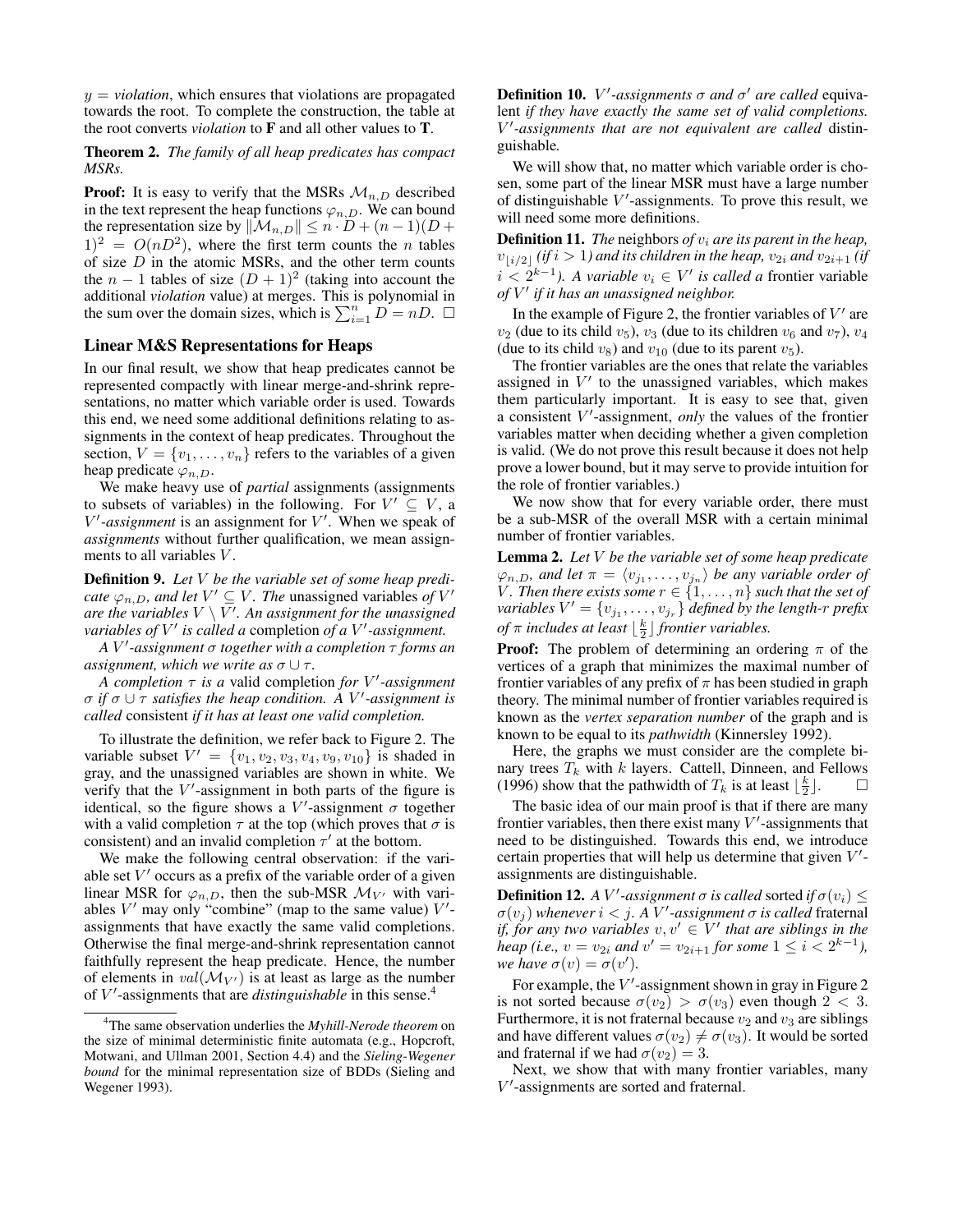$y =$ *violation*, which ensures that violations are propagated towards the root. To complete the construction, the table at the root converts *violation* to **F** and all other values to **T**.

**Theorem 2.** *The family of all heap predicates has compact MSRs.*

**Proof:** It is easy to verify that the MSRs $\mathcal{M}_{n,D}$ described in the text represent the heap functions $\varphi_{n,D}$. We can bound the representation size by $\|\mathcal{M}_{n,D}\| \leq n \cdot D + (n-1)(D+1)^2 = O(nD^2)$, where the first term counts the $n$ tables of size $D$ in the atomic MSRs, and the other term counts the $n-1$ tables of size $(D+1)^2$ (taking into account the additional *violation* value) at merges. This is polynomial in the sum over the domain sizes, which is $\sum_{i=1}^{n} D = nD$. $\square$

## Linear M&S Representations for Heaps

In our final result, we show that heap predicates cannot be represented compactly with linear merge-and-shrink representations, no matter which variable order is used. Towards this end, we need some additional definitions relating to assignments in the context of heap predicates. Throughout the section, $V = \{v_1, \dots, v_n\}$ refers to the variables of a given heap predicate $\varphi_{n,D}$.

We make heavy use of *partial* assignments (assignments to subsets of variables) in the following. For $V' \subseteq V$, a *$V'$-assignment* is an assignment for $V'$. When we speak of *assignments* without further qualification, we mean assignments to all variables $V$.

**Definition 9.** *Let $V$ be the variable set of some heap predicate $\varphi_{n,D}$, and let $V' \subseteq V$. The* unassigned variables *of $V'$ are the variables $V \setminus V'$. An assignment for the unassigned variables of $V'$ is called a* completion *of a $V'$-assignment.*

*A $V'$-assignment $\sigma$ together with a completion $\tau$ forms an assignment, which we write as $\sigma \cup \tau$.*

*A completion $\tau$ is a* valid completion *for $V'$-assignment $\sigma$ if $\sigma \cup \tau$ satisfies the heap condition. A $V'$-assignment is called* consistent *if it has at least one valid completion.*

To illustrate the definition, we refer back to Figure 2. The variable subset $V' = \{v_1, v_2, v_3, v_4, v_9, v_{10}\}$ is shaded in gray, and the unassigned variables are shown in white. We verify that the $V'$-assignment in both parts of the figure is identical, so the figure shows a $V'$-assignment $\sigma$ together with a valid completion $\tau$ at the top (which proves that $\sigma$ is consistent) and an invalid completion $\tau'$ at the bottom.

We make the following central observation: if the variable set $V'$ occurs as a prefix of the variable order of a given linear MSR for $\varphi_{n,D}$, then the sub-MSR $\mathcal{M}_{V'}$ with variables $V'$ may only "combine" (map to the same value) $V'$-assignments that have exactly the same valid completions. Otherwise the final merge-and-shrink representation cannot faithfully represent the heap predicate. Hence, the number of elements in $val(\mathcal{M}_{V'})$ is at least as large as the number of $V'$-assignments that are *distinguishable* in this sense.[4]

[4] The same observation underlies the *Myhill-Nerode theorem* on the size of minimal deterministic finite automata (e.g., Hopcroft, Motwani, and Ullman 2001, Section 4.4) and the *Sieling-Wegener bound* for the minimal representation size of BDDs (Sieling and Wegener 1993).

**Definition 10.** *$V'$-assignments $\sigma$ and $\sigma'$ are called* equivalent *if they have exactly the same set of valid completions. $V'$-assignments that are not equivalent are called* distinguishable*.*

We will show that, no matter which variable order is chosen, some part of the linear MSR must have a large number of distinguishable $V'$-assignments. To prove this result, we will need some more definitions.

**Definition 11.** *The* neighbors *of $v_i$ are its parent in the heap, $v_{\lfloor i/2 \rfloor}$ (if $i > 1$) and its children in the heap, $v_{2i}$ and $v_{2i+1}$ (if $i < 2^{k-1}$). A variable $v_i \in V'$ is called a* frontier variable *of $V'$ if it has an unassigned neighbor.*

In the example of Figure 2, the frontier variables of $V'$ are $v_2$ (due to its child $v_5$), $v_3$ (due to its children $v_6$ and $v_7$), $v_4$ (due to its child $v_8$) and $v_{10}$ (due to its parent $v_5$).

The frontier variables are the ones that relate the variables assigned in $V'$ to the unassigned variables, which makes them particularly important. It is easy to see that, given a consistent $V'$-assignment, *only* the values of the frontier variables matter when deciding whether a given completion is valid. (We do not prove this result because it does not help prove a lower bound, but it may serve to provide intuition for the role of frontier variables.)

We now show that for every variable order, there must be a sub-MSR of the overall MSR with a certain minimal number of frontier variables.

**Lemma 2.** *Let $V$ be the variable set of some heap predicate $\varphi_{n,D}$, and let $\pi = \langle v_{j_1}, \dots, v_{j_n} \rangle$ be any variable order of $V$. Then there exists some $r \in \{1, \dots, n\}$ such that the set of variables $V' = \{v_{j_1}, \dots, v_{j_r}\}$ defined by the length-$r$ prefix of $\pi$ includes at least $\lfloor \frac{k}{2} \rfloor$ frontier variables.*

**Proof:** The problem of determining an ordering $\pi$ of the vertices of a graph that minimizes the maximal number of frontier variables of any prefix of $\pi$ has been studied in graph theory. The minimal number of frontier variables required is known as the *vertex separation number* of the graph and is known to be equal to its *pathwidth* (Kinnersley 1992).

Here, the graphs we must consider are the complete binary trees $T_k$ with $k$ layers. Cattell, Dinneen, and Fellows (1996) show that the pathwidth of $T_k$ is at least $\lfloor \frac{k}{2} \rfloor$. $\square$

The basic idea of our main proof is that if there are many frontier variables, then there exist many $V'$-assignments that need to be distinguished. Towards this end, we introduce certain properties that will help us determine that given $V'$-assignments are distinguishable.

**Definition 12.** *A $V'$-assignment $\sigma$ is called* sorted *if $\sigma(v_i) \leq \sigma(v_j)$ whenever $i < j$. A $V'$-assignment $\sigma$ is called* fraternal *if, for any two variables $v, v' \in V'$ that are siblings in the heap (i.e., $v = v_{2i}$ and $v' = v_{2i+1}$ for some $1 \leq i < 2^{k-1}$), we have $\sigma(v) = \sigma(v')$.*

For example, the $V'$-assignment shown in gray in Figure 2 is not sorted because $\sigma(v_2) > \sigma(v_3)$ even though $2 < 3$. Furthermore, it is not fraternal because $v_2$ and $v_3$ are siblings and have different values $\sigma(v_2) \neq \sigma(v_3)$. It would be sorted and fraternal if we had $\sigma(v_2) = 3$.

Next, we show that with many frontier variables, many $V'$-assignments are sorted and fraternal.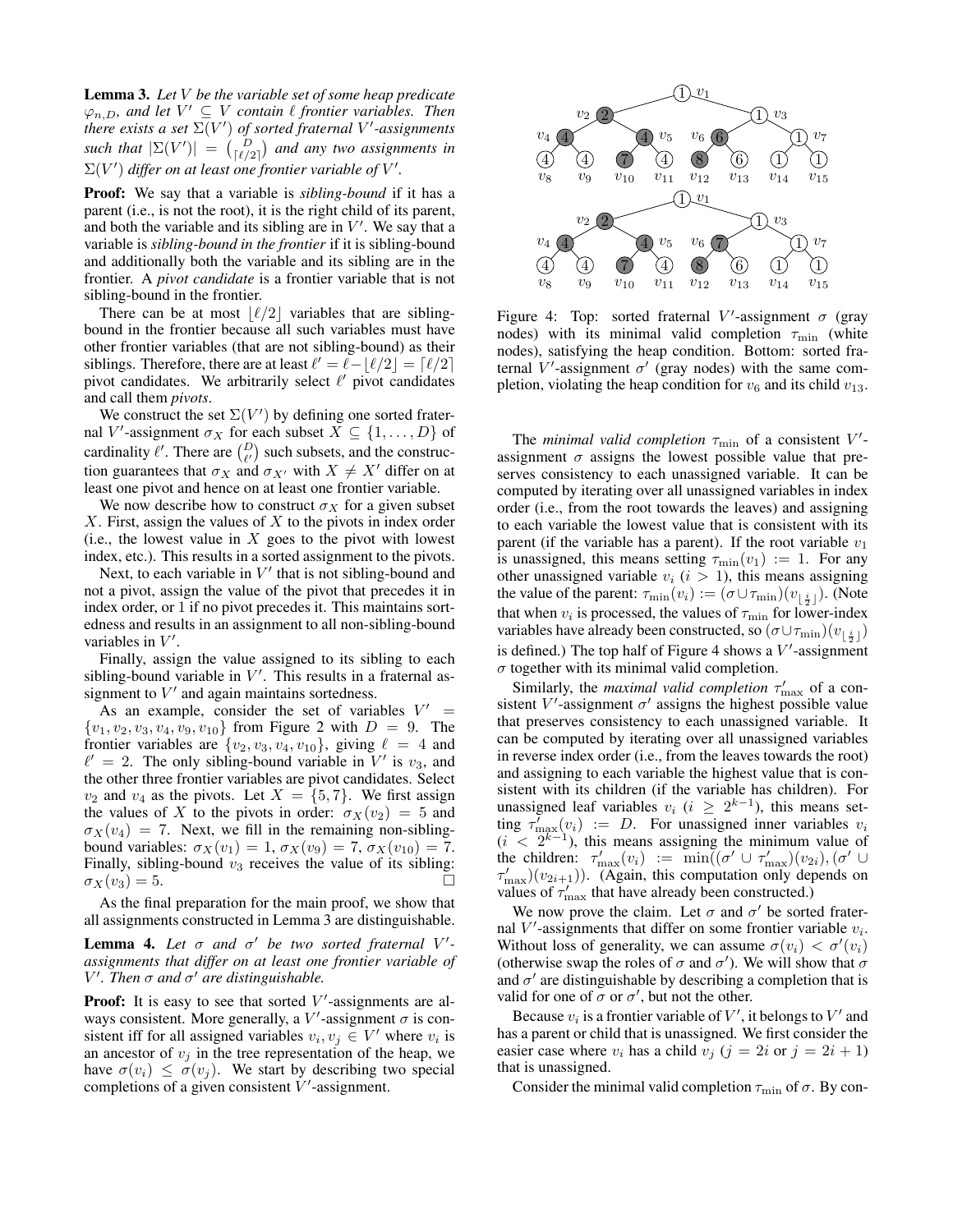**Lemma 3.** *Let $V$ be the variable set of some heap predicate $\varphi_{n,D}$, and let $V' \subseteq V$ contain $\ell$ frontier variables. Then there exists a set $\Sigma(V')$ of sorted fraternal $V'$-assignments such that $|\Sigma(V')| = \binom{D}{\lceil \ell/2 \rceil}$ and any two assignments in $\Sigma(V')$ differ on at least one frontier variable of $V'$.*

**Proof:** We say that a variable is *sibling-bound* if it has a parent (i.e., is not the root), it is the right child of its parent, and both the variable and its sibling are in $V'$. We say that a variable is *sibling-bound in the frontier* if it is sibling-bound and additionally both the variable and its sibling are in the frontier. A *pivot candidate* is a frontier variable that is not sibling-bound in the frontier.

There can be at most $\lfloor \ell/2 \rfloor$ variables that are sibling-bound in the frontier because all such variables must have other frontier variables (that are not sibling-bound) as their siblings. Therefore, there are at least $\ell' = \ell - \lfloor \ell/2 \rfloor = \lceil \ell/2 \rceil$ pivot candidates. We arbitrarily select $\ell'$ pivot candidates and call them *pivots*.

We construct the set $\Sigma(V')$ by defining one sorted fraternal $V'$-assignment $\sigma_X$ for each subset $X \subseteq \{1, \dots, D\}$ of cardinality $\ell'$. There are $\binom{D}{\ell'}$ such subsets, and the construction guarantees that $\sigma_X$ and $\sigma_{X'}$ with $X \neq X'$ differ on at least one pivot and hence on at least one frontier variable.

We now describe how to construct $\sigma_X$ for a given subset $X$. First, assign the values of $X$ to the pivots in index order (i.e., the lowest value in $X$ goes to the pivot with lowest index, etc.). This results in a sorted assignment to the pivots.

Next, to each variable in $V'$ that is not sibling-bound and not a pivot, assign the value of the pivot that precedes it in index order, or 1 if no pivot precedes it. This maintains sortedness and results in an assignment to all non-sibling-bound variables in $V'$.

Finally, assign the value assigned to its sibling to each sibling-bound variable in $V'$. This results in a fraternal assignment to $V'$ and again maintains sortedness.

As an example, consider the set of variables $V' = \{v_1, v_2, v_3, v_4, v_9, v_{10}\}$ from Figure 2 with $D = 9$. The frontier variables are $\{v_2, v_3, v_4, v_{10}\}$, giving $\ell = 4$ and $\ell' = 2$. The only sibling-bound variable in $V'$ is $v_3$, and the other three frontier variables are pivot candidates. Select $v_2$ and $v_4$ as the pivots. Let $X = \{5, 7\}$. We first assign the values of $X$ to the pivots in order: $\sigma_X(v_2) = 5$ and $\sigma_X(v_4) = 7$. Next, we fill in the remaining non-sibling-bound variables: $\sigma_X(v_1) = 1$, $\sigma_X(v_9) = 7$, $\sigma_X(v_{10}) = 7$. Finally, sibling-bound $v_3$ receives the value of its sibling: $\sigma_X(v_3) = 5$. □

As the final preparation for the main proof, we show that all assignments constructed in Lemma 3 are distinguishable.

**Lemma 4.** *Let $\sigma$ and $\sigma'$ be two sorted fraternal $V'$-assignments that differ on at least one frontier variable of $V'$. Then $\sigma$ and $\sigma'$ are distinguishable.*

**Proof:** It is easy to see that sorted $V'$-assignments are always consistent. More generally, a $V'$-assignment $\sigma$ is consistent iff for all assigned variables $v_i, v_j \in V'$ where $v_i$ is an ancestor of $v_j$ in the tree representation of the heap, we have $\sigma(v_i) \leq \sigma(v_j)$. We start by describing two special completions of a given consistent $V'$-assignment.

Figure 4: Top: sorted fraternal $V'$-assignment $\sigma$ (gray nodes) with its minimal valid completion $\tau_{\min}$ (white nodes), satisfying the heap condition. Bottom: sorted fraternal $V'$-assignment $\sigma'$ (gray nodes) with the same completion, violating the heap condition for $v_6$ and its child $v_{13}$.

The *minimal valid completion* $\tau_{\min}$ of a consistent $V'$-assignment $\sigma$ assigns the lowest possible value that preserves consistency to each unassigned variable. It can be computed by iterating over all unassigned variables in index order (i.e., from the root towards the leaves) and assigning to each variable the lowest value that is consistent with its parent (if the variable has a parent). If the root variable $v_1$ is unassigned, this means setting $\tau_{\min}(v_1) := 1$. For any other unassigned variable $v_i$ ($i > 1$), this means assigning the value of the parent: $\tau_{\min}(v_i) := (\sigma \cup \tau_{\min})(v_{\lfloor \frac{i}{2} \rfloor})$. (Note that when $v_i$ is processed, the values of $\tau_{\min}$ for lower-index variables have already been constructed, so $(\sigma \cup \tau_{\min})(v_{\lfloor \frac{i}{2} \rfloor})$ is defined.) The top half of Figure 4 shows a $V'$-assignment $\sigma$ together with its minimal valid completion.

Similarly, the *maximal valid completion* $\tau'_{\max}$ of a consistent $V'$-assignment $\sigma'$ assigns the highest possible value that preserves consistency to each unassigned variable. It can be computed by iterating over all unassigned variables in reverse index order (i.e., from the leaves towards the root) and assigning to each variable the highest value that is consistent with its children (if the variable has children). For unassigned leaf variables $v_i$ ($i \geq 2^{k-1}$), this means setting $\tau'_{\max}(v_i) := D$. For unassigned inner variables $v_i$ ($i < 2^{k-1}$), this means assigning the minimum value of the children: $\tau'_{\max}(v_i) := \min((\sigma' \cup \tau'_{\max})(v_{2i}), (\sigma' \cup \tau'_{\max})(v_{2i+1}))$. (Again, this computation only depends on values of $\tau'_{\max}$ that have already been constructed.)

We now prove the claim. Let $\sigma$ and $\sigma'$ be sorted fraternal $V'$-assignments that differ on some frontier variable $v_i$. Without loss of generality, we can assume $\sigma(v_i) < \sigma'(v_i)$ (otherwise swap the roles of $\sigma$ and $\sigma'$). We will show that $\sigma$ and $\sigma'$ are distinguishable by describing a completion that is valid for one of $\sigma$ or $\sigma'$, but not the other.

Because $v_i$ is a frontier variable of $V'$, it belongs to $V'$ and has a parent or child that is unassigned. We first consider the easier case where $v_i$ has a child $v_j$ ($j = 2i$ or $j = 2i + 1$) that is unassigned.

Consider the minimal valid completion $\tau_{\min}$ of $\sigma$. By con-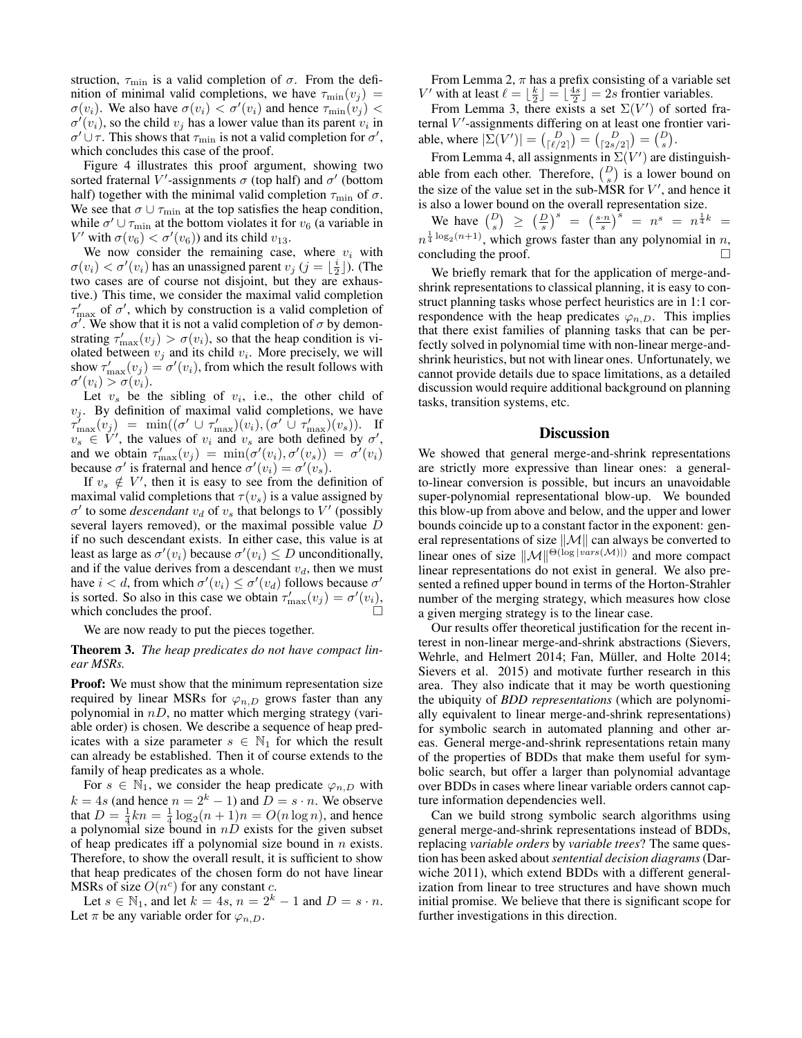struction, $\tau_{\min}$ is a valid completion of $\sigma$. From the definition of minimal valid completions, we have $\tau_{\min}(v_j) = \sigma(v_i)$. We also have $\sigma(v_i) < \sigma'(v_i)$ and hence $\tau_{\min}(v_j) < \sigma'(v_i)$, so the child $v_j$ has a lower value than its parent $v_i$ in $\sigma' \cup \tau$. This shows that $\tau_{\min}$ is not a valid completion for $\sigma'$, which concludes this case of the proof.

Figure 4 illustrates this proof argument, showing two sorted fraternal $V'$-assignments $\sigma$ (top half) and $\sigma'$ (bottom half) together with the minimal valid completion $\tau_{\min}$ of $\sigma$. We see that $\sigma \cup \tau_{\min}$ at the top satisfies the heap condition, while $\sigma' \cup \tau_{\min}$ at the bottom violates it for $v_6$ (a variable in $V'$ with $\sigma(v_6) < \sigma'(v_6)$) and its child $v_{13}$.

We now consider the remaining case, where $v_i$ with $\sigma(v_i) < \sigma'(v_i)$ has an unassigned parent $v_j$ ($j = \lfloor \frac{i}{2} \rfloor$). (The two cases are of course not disjoint, but they are exhaustive.) This time, we consider the maximal valid completion $\tau'_{\max}$ of $\sigma'$, which by construction is a valid completion of $\sigma'$. We show that it is not a valid completion of $\sigma$ by demonstrating $\tau'_{\max}(v_j) > \sigma(v_i)$, so that the heap condition is violated between $v_j$ and its child $v_i$. More precisely, we will show $\tau'_{\max}(v_j) = \sigma'(v_i)$, from which the result follows with $\sigma'(v_i) > \sigma(v_i)$.

Let $v_s$ be the sibling of $v_i$, i.e., the other child of $v_j$. By definition of maximal valid completions, we have $\tau'_{\max}(v_j) = \min((\sigma' \cup \tau'_{\max})(v_i), (\sigma' \cup \tau'_{\max})(v_s))$. If $v_s \in V'$, the values of $v_i$ and $v_s$ are both defined by $\sigma'$, and we obtain $\tau'_{\max}(v_j) = \min(\sigma'(v_i), \sigma'(v_s)) = \sigma'(v_i)$ because $\sigma'$ is fraternal and hence $\sigma'(v_i) = \sigma'(v_s)$.

If $v_s \notin V'$, then it is easy to see from the definition of maximal valid completions that $\tau(v_s)$ is a value assigned by $\sigma'$ to some *descendant* $v_d$ of $v_s$ that belongs to $V'$ (possibly several layers removed), or the maximal possible value $D$ if no such descendant exists. In either case, this value is at least as large as $\sigma'(v_i)$ because $\sigma'(v_i) \leq D$ unconditionally, and if the value derives from a descendant $v_d$, then we must have $i < d$, from which $\sigma'(v_i) \leq \sigma'(v_d)$ follows because $\sigma'$ is sorted. So also in this case we obtain $\tau'_{\max}(v_j) = \sigma'(v_i)$, which concludes the proof. □

We are now ready to put the pieces together.

**Theorem 3.** *The heap predicates do not have compact linear MSRs.*

**Proof:** We must show that the minimum representation size required by linear MSRs for $\varphi_{n,D}$ grows faster than any polynomial in $nD$, no matter which merging strategy (variable order) is chosen. We describe a sequence of heap predicates with a size parameter $s \in \mathbb{N}_1$ for which the result can already be established. Then it of course extends to the family of heap predicates as a whole.

For $s \in \mathbb{N}_1$, we consider the heap predicate $\varphi_{n,D}$ with $k = 4s$ (and hence $n = 2^k - 1$) and $D = s \cdot n$. We observe that $D = \frac{1}{4}kn = \frac{1}{4}\log_2(n+1)n = O(n \log n)$, and hence a polynomial size bound in $nD$ exists for the given subset of heap predicates iff a polynomial size bound in $n$ exists. Therefore, to show the overall result, it is sufficient to show that heap predicates of the chosen form do not have linear MSRs of size $O(n^c)$ for any constant $c$.

Let $s \in \mathbb{N}_1$, and let $k = 4s$, $n = 2^k - 1$ and $D = s \cdot n$. Let $\pi$ be any variable order for $\varphi_{n,D}$.

From Lemma 2, $\pi$ has a prefix consisting of a variable set $V'$ with at least $\ell = \lfloor \frac{k}{2} \rfloor = \lfloor \frac{4s}{2} \rfloor = 2s$ frontier variables.

From Lemma 3, there exists a set $\Sigma(V')$ of sorted fraternal $V'$-assignments differing on at least one frontier variable, where $|\Sigma(V')| = \binom{D}{\lceil \ell/2 \rceil} = \binom{D}{\lceil 2s/2 \rceil} = \binom{D}{s}$.

From Lemma 4, all assignments in $\Sigma(V')$ are distinguishable from each other. Therefore, $\binom{D}{s}$ is a lower bound on the size of the value set in the sub-MSR for $V'$, and hence it is also a lower bound on the overall representation size.

We have $\binom{D}{s} \geq \left(\frac{D}{s}\right)^s = \left(\frac{s \cdot n}{s}\right)^s = n^s = n^{\frac{1}{4}k} = n^{\frac{1}{4}\log_2(n+1)}$, which grows faster than any polynomial in $n$, concluding the proof. □

We briefly remark that for the application of merge-and-shrink representations to classical planning, it is easy to construct planning tasks whose perfect heuristics are in 1:1 correspondence with the heap predicates $\varphi_{n,D}$. This implies that there exist families of planning tasks that can be perfectly solved in polynomial time with non-linear merge-and-shrink heuristics, but not with linear ones. Unfortunately, we cannot provide details due to space limitations, as a detailed discussion would require additional background on planning tasks, transition systems, etc.

## Discussion

We showed that general merge-and-shrink representations are strictly more expressive than linear ones: a general-to-linear conversion is possible, but incurs an unavoidable super-polynomial representational blow-up. We bounded this blow-up from above and below, and the upper and lower bounds coincide up to a constant factor in the exponent: general representations of size $\|\mathcal{M}\|$ can always be converted to linear ones of size $\|\mathcal{M}\|^{\Theta(\log |vars(\mathcal{M})|)}$ and more compact linear representations do not exist in general. We also presented a refined upper bound in terms of the Horton-Strahler number of the merging strategy, which measures how close a given merging strategy is to the linear case.

Our results offer theoretical justification for the recent interest in non-linear merge-and-shrink abstractions (Sievers, Wehrle, and Helmert 2014; Fan, Müller, and Holte 2014; Sievers et al. 2015) and motivate further research in this area. They also indicate that it may be worth questioning the ubiquity of *BDD representations* (which are polynomially equivalent to linear merge-and-shrink representations) for symbolic search in automated planning and other areas. General merge-and-shrink representations retain many of the properties of BDDs that make them useful for symbolic search, but offer a larger than polynomial advantage over BDDs in cases where linear variable orders cannot capture information dependencies well.

Can we build strong symbolic search algorithms using general merge-and-shrink representations instead of BDDs, replacing *variable orders* by *variable trees*? The same question has been asked about *sentential decision diagrams* (Darwiche 2011), which extend BDDs with a different generalization from linear to tree structures and have shown much initial promise. We believe that there is significant scope for further investigations in this direction.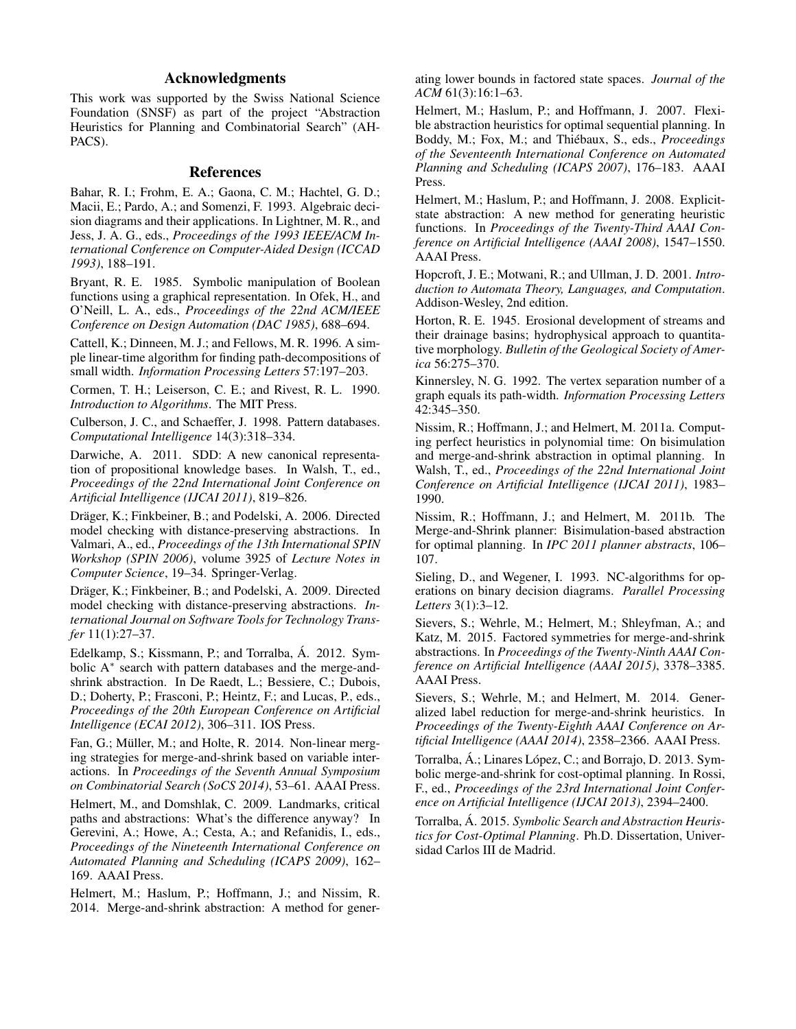## Acknowledgments

This work was supported by the Swiss National Science Foundation (SNSF) as part of the project "Abstraction Heuristics for Planning and Combinatorial Search" (AHPACS).

## References

Bahar, R. I.; Frohm, E. A.; Gaona, C. M.; Hachtel, G. D.; Macii, E.; Pardo, A.; and Somenzi, F. 1993. Algebraic decision diagrams and their applications. In Lightner, M. R., and Jess, J. A. G., eds., *Proceedings of the 1993 IEEE/ACM International Conference on Computer-Aided Design (ICCAD 1993)*, 188–191.

Bryant, R. E. 1985. Symbolic manipulation of Boolean functions using a graphical representation. In Ofek, H., and O'Neill, L. A., eds., *Proceedings of the 22nd ACM/IEEE Conference on Design Automation (DAC 1985)*, 688–694.

Cattell, K.; Dinneen, M. J.; and Fellows, M. R. 1996. A simple linear-time algorithm for finding path-decompositions of small width. *Information Processing Letters* 57:197–203.

Cormen, T. H.; Leiserson, C. E.; and Rivest, R. L. 1990. *Introduction to Algorithms*. The MIT Press.

Culberson, J. C., and Schaeffer, J. 1998. Pattern databases. *Computational Intelligence* 14(3):318–334.

Darwiche, A. 2011. SDD: A new canonical representation of propositional knowledge bases. In Walsh, T., ed., *Proceedings of the 22nd International Joint Conference on Artificial Intelligence (IJCAI 2011)*, 819–826.

Dräger, K.; Finkbeiner, B.; and Podelski, A. 2006. Directed model checking with distance-preserving abstractions. In Valmari, A., ed., *Proceedings of the 13th International SPIN Workshop (SPIN 2006)*, volume 3925 of *Lecture Notes in Computer Science*, 19–34. Springer-Verlag.

Dräger, K.; Finkbeiner, B.; and Podelski, A. 2009. Directed model checking with distance-preserving abstractions. *International Journal on Software Tools for Technology Transfer* 11(1):27–37.

Edelkamp, S.; Kissmann, P.; and Torralba, Á. 2012. Symbolic A* search with pattern databases and the merge-and-shrink abstraction. In De Raedt, L.; Bessiere, C.; Dubois, D.; Doherty, P.; Frasconi, P.; Heintz, F.; and Lucas, P., eds., *Proceedings of the 20th European Conference on Artificial Intelligence (ECAI 2012)*, 306–311. IOS Press.

Fan, G.; Müller, M.; and Holte, R. 2014. Non-linear merging strategies for merge-and-shrink based on variable interactions. In *Proceedings of the Seventh Annual Symposium on Combinatorial Search (SoCS 2014)*, 53–61. AAAI Press.

Helmert, M., and Domshlak, C. 2009. Landmarks, critical paths and abstractions: What's the difference anyway? In Gerevini, A.; Howe, A.; Cesta, A.; and Refanidis, I., eds., *Proceedings of the Nineteenth International Conference on Automated Planning and Scheduling (ICAPS 2009)*, 162–169. AAAI Press.

Helmert, M.; Haslum, P.; Hoffmann, J.; and Nissim, R. 2014. Merge-and-shrink abstraction: A method for generating lower bounds in factored state spaces. *Journal of the ACM* 61(3):16:1–63.

Helmert, M.; Haslum, P.; and Hoffmann, J. 2007. Flexible abstraction heuristics for optimal sequential planning. In Boddy, M.; Fox, M.; and Thiébaux, S., eds., *Proceedings of the Seventeenth International Conference on Automated Planning and Scheduling (ICAPS 2007)*, 176–183. AAAI Press.

Helmert, M.; Haslum, P.; and Hoffmann, J. 2008. Explicit-state abstraction: A new method for generating heuristic functions. In *Proceedings of the Twenty-Third AAAI Conference on Artificial Intelligence (AAAI 2008)*, 1547–1550. AAAI Press.

Hopcroft, J. E.; Motwani, R.; and Ullman, J. D. 2001. *Introduction to Automata Theory, Languages, and Computation*. Addison-Wesley, 2nd edition.

Horton, R. E. 1945. Erosional development of streams and their drainage basins; hydrophysical approach to quantitative morphology. *Bulletin of the Geological Society of America* 56:275–370.

Kinnersley, N. G. 1992. The vertex separation number of a graph equals its path-width. *Information Processing Letters* 42:345–350.

Nissim, R.; Hoffmann, J.; and Helmert, M. 2011a. Computing perfect heuristics in polynomial time: On bisimulation and merge-and-shrink abstraction in optimal planning. In Walsh, T., ed., *Proceedings of the 22nd International Joint Conference on Artificial Intelligence (IJCAI 2011)*, 1983–1990.

Nissim, R.; Hoffmann, J.; and Helmert, M. 2011b. The Merge-and-Shrink planner: Bisimulation-based abstraction for optimal planning. In *IPC 2011 planner abstracts*, 106–107.

Sieling, D., and Wegener, I. 1993. NC-algorithms for operations on binary decision diagrams. *Parallel Processing Letters* 3(1):3–12.

Sievers, S.; Wehrle, M.; Helmert, M.; Shleyfman, A.; and Katz, M. 2015. Factored symmetries for merge-and-shrink abstractions. In *Proceedings of the Twenty-Ninth AAAI Conference on Artificial Intelligence (AAAI 2015)*, 3378–3385. AAAI Press.

Sievers, S.; Wehrle, M.; and Helmert, M. 2014. Generalized label reduction for merge-and-shrink heuristics. In *Proceedings of the Twenty-Eighth AAAI Conference on Artificial Intelligence (AAAI 2014)*, 2358–2366. AAAI Press.

Torralba, Á.; Linares López, C.; and Borrajo, D. 2013. Symbolic merge-and-shrink for cost-optimal planning. In Rossi, F., ed., *Proceedings of the 23rd International Joint Conference on Artificial Intelligence (IJCAI 2013)*, 2394–2400.

Torralba, Á. 2015. *Symbolic Search and Abstraction Heuristics for Cost-Optimal Planning*. Ph.D. Dissertation, Universidad Carlos III de Madrid.